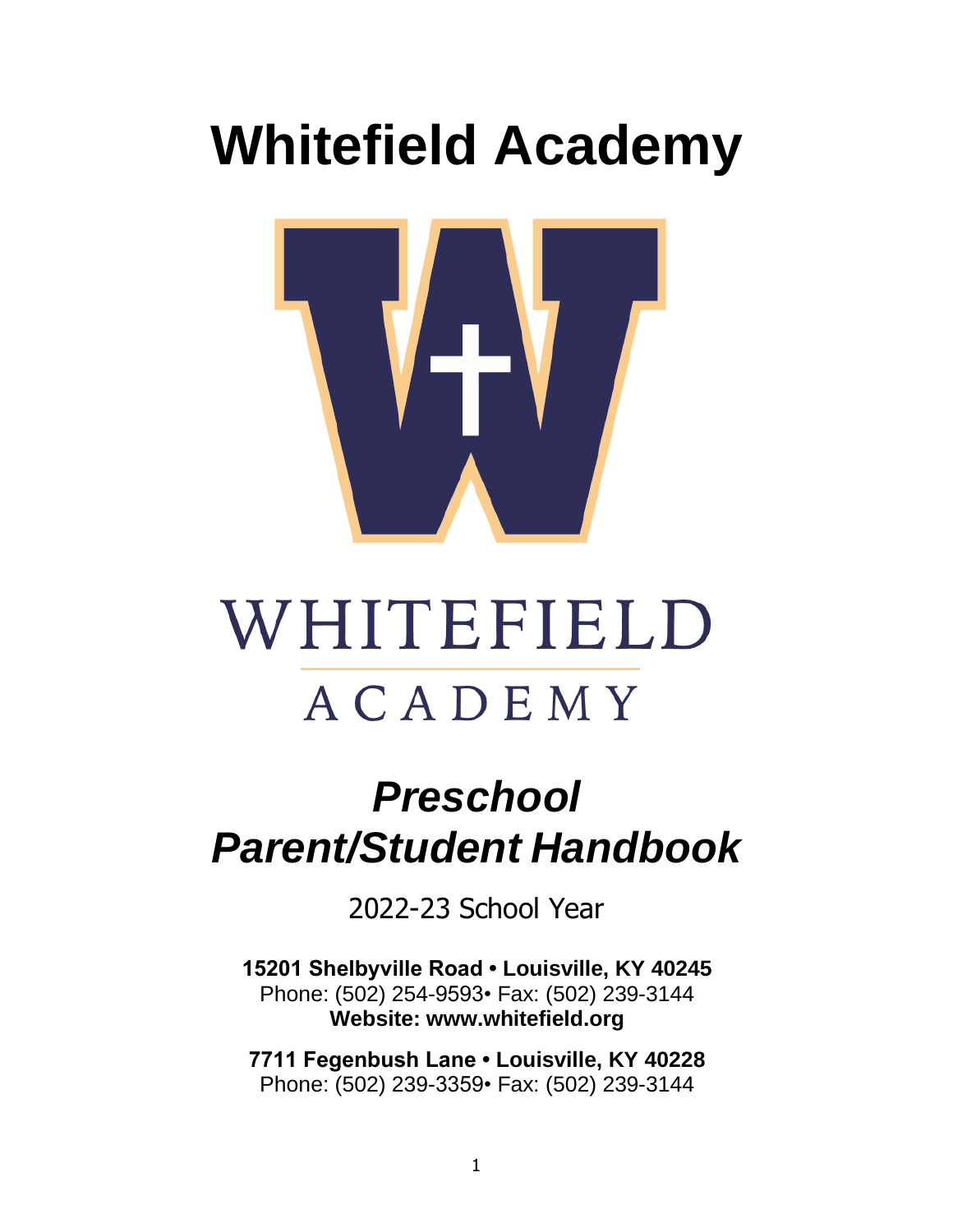# Whitefield Academy

WHITEFIELD

ACADEMY

## *Preschool Parent/Student Handbook*

2022-23 School Year

**15201 Shelbyville Road • Louisville, KY 40245**
Phone: (502) 254-9593• Fax: (502) 239-3144
**Website: www.whitefield.org**

**7711 Fegenbush Lane • Louisville, KY 40228**
Phone: (502) 239-3359• Fax: (502) 239-3144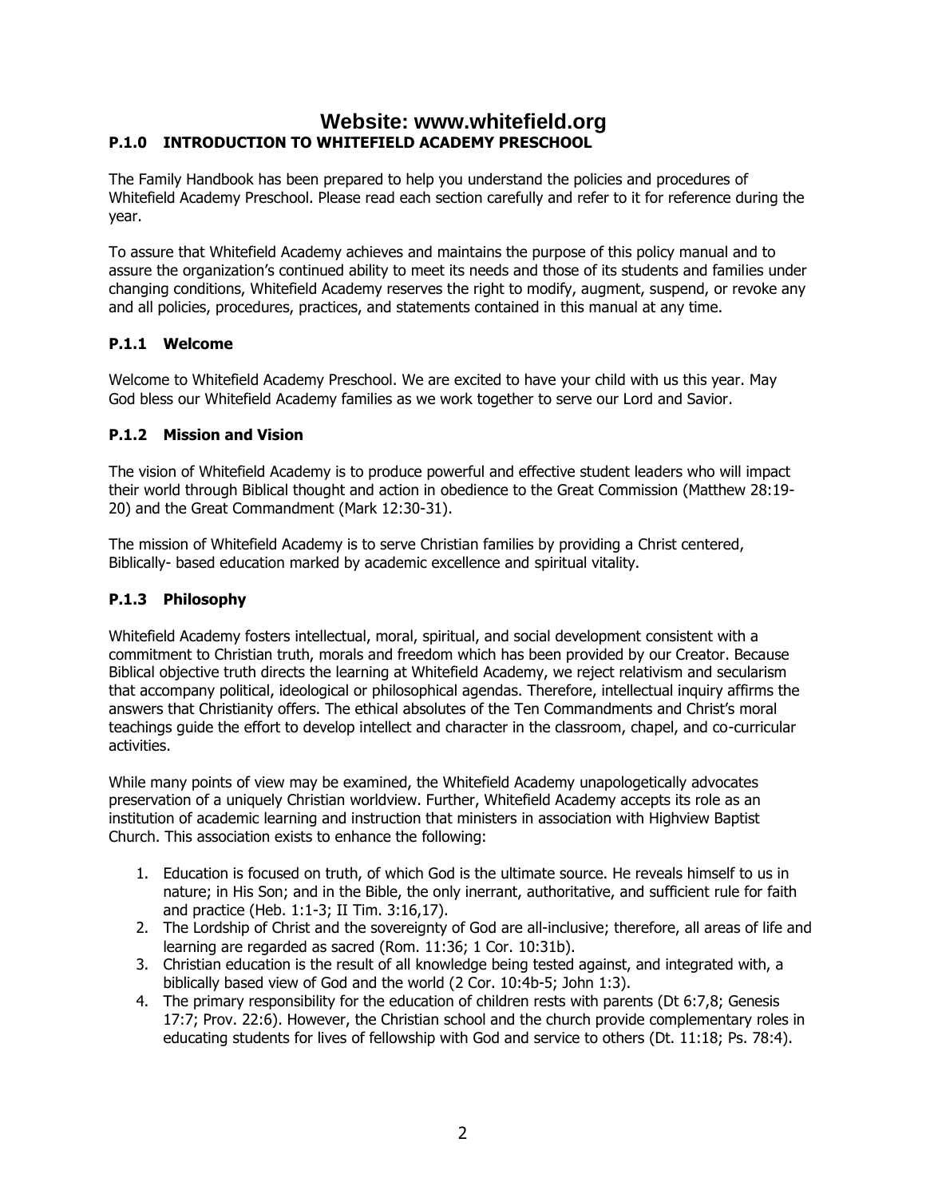# Website: www.whitefield.org

## P.1.0 INTRODUCTION TO WHITEFIELD ACADEMY PRESCHOOL

The Family Handbook has been prepared to help you understand the policies and procedures of Whitefield Academy Preschool. Please read each section carefully and refer to it for reference during the year.

To assure that Whitefield Academy achieves and maintains the purpose of this policy manual and to assure the organization's continued ability to meet its needs and those of its students and families under changing conditions, Whitefield Academy reserves the right to modify, augment, suspend, or revoke any and all policies, procedures, practices, and statements contained in this manual at any time.

### P.1.1 Welcome

Welcome to Whitefield Academy Preschool. We are excited to have your child with us this year. May God bless our Whitefield Academy families as we work together to serve our Lord and Savior.

### P.1.2 Mission and Vision

The vision of Whitefield Academy is to produce powerful and effective student leaders who will impact their world through Biblical thought and action in obedience to the Great Commission (Matthew 28:19-20) and the Great Commandment (Mark 12:30-31).

The mission of Whitefield Academy is to serve Christian families by providing a Christ centered, Biblically- based education marked by academic excellence and spiritual vitality.

### P.1.3 Philosophy

Whitefield Academy fosters intellectual, moral, spiritual, and social development consistent with a commitment to Christian truth, morals and freedom which has been provided by our Creator. Because Biblical objective truth directs the learning at Whitefield Academy, we reject relativism and secularism that accompany political, ideological or philosophical agendas. Therefore, intellectual inquiry affirms the answers that Christianity offers. The ethical absolutes of the Ten Commandments and Christ's moral teachings guide the effort to develop intellect and character in the classroom, chapel, and co-curricular activities.

While many points of view may be examined, the Whitefield Academy unapologetically advocates preservation of a uniquely Christian worldview. Further, Whitefield Academy accepts its role as an institution of academic learning and instruction that ministers in association with Highview Baptist Church. This association exists to enhance the following:

1. Education is focused on truth, of which God is the ultimate source. He reveals himself to us in nature; in His Son; and in the Bible, the only inerrant, authoritative, and sufficient rule for faith and practice (Heb. 1:1-3; II Tim. 3:16,17).
2. The Lordship of Christ and the sovereignty of God are all-inclusive; therefore, all areas of life and learning are regarded as sacred (Rom. 11:36; 1 Cor. 10:31b).
3. Christian education is the result of all knowledge being tested against, and integrated with, a biblically based view of God and the world (2 Cor. 10:4b-5; John 1:3).
4. The primary responsibility for the education of children rests with parents (Dt 6:7,8; Genesis 17:7; Prov. 22:6). However, the Christian school and the church provide complementary roles in educating students for lives of fellowship with God and service to others (Dt. 11:18; Ps. 78:4).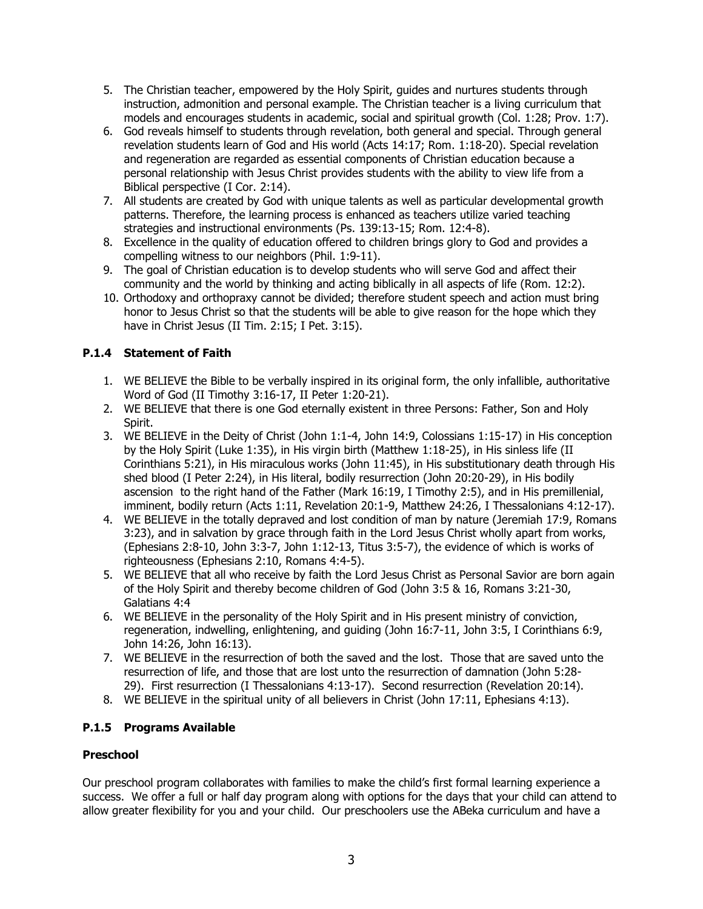5. The Christian teacher, empowered by the Holy Spirit, guides and nurtures students through instruction, admonition and personal example. The Christian teacher is a living curriculum that models and encourages students in academic, social and spiritual growth (Col. 1:28; Prov. 1:7).
6. God reveals himself to students through revelation, both general and special. Through general revelation students learn of God and His world (Acts 14:17; Rom. 1:18-20). Special revelation and regeneration are regarded as essential components of Christian education because a personal relationship with Jesus Christ provides students with the ability to view life from a Biblical perspective (I Cor. 2:14).
7. All students are created by God with unique talents as well as particular developmental growth patterns. Therefore, the learning process is enhanced as teachers utilize varied teaching strategies and instructional environments (Ps. 139:13-15; Rom. 12:4-8).
8. Excellence in the quality of education offered to children brings glory to God and provides a compelling witness to our neighbors (Phil. 1:9-11).
9. The goal of Christian education is to develop students who will serve God and affect their community and the world by thinking and acting biblically in all aspects of life (Rom. 12:2).
10. Orthodoxy and orthopraxy cannot be divided; therefore student speech and action must bring honor to Jesus Christ so that the students will be able to give reason for the hope which they have in Christ Jesus (II Tim. 2:15; I Pet. 3:15).

### P.1.4 Statement of Faith

1. WE BELIEVE the Bible to be verbally inspired in its original form, the only infallible, authoritative Word of God (II Timothy 3:16-17, II Peter 1:20-21).
2. WE BELIEVE that there is one God eternally existent in three Persons: Father, Son and Holy Spirit.
3. WE BELIEVE in the Deity of Christ (John 1:1-4, John 14:9, Colossians 1:15-17) in His conception by the Holy Spirit (Luke 1:35), in His virgin birth (Matthew 1:18-25), in His sinless life (II Corinthians 5:21), in His miraculous works (John 11:45), in His substitutionary death through His shed blood (I Peter 2:24), in His literal, bodily resurrection (John 20:20-29), in His bodily ascension to the right hand of the Father (Mark 16:19, I Timothy 2:5), and in His premillenial, imminent, bodily return (Acts 1:11, Revelation 20:1-9, Matthew 24:26, I Thessalonians 4:12-17).
4. WE BELIEVE in the totally depraved and lost condition of man by nature (Jeremiah 17:9, Romans 3:23), and in salvation by grace through faith in the Lord Jesus Christ wholly apart from works, (Ephesians 2:8-10, John 3:3-7, John 1:12-13, Titus 3:5-7), the evidence of which is works of righteousness (Ephesians 2:10, Romans 4:4-5).
5. WE BELIEVE that all who receive by faith the Lord Jesus Christ as Personal Savior are born again of the Holy Spirit and thereby become children of God (John 3:5 & 16, Romans 3:21-30, Galatians 4:4
6. WE BELIEVE in the personality of the Holy Spirit and in His present ministry of conviction, regeneration, indwelling, enlightening, and guiding (John 16:7-11, John 3:5, I Corinthians 6:9, John 14:26, John 16:13).
7. WE BELIEVE in the resurrection of both the saved and the lost. Those that are saved unto the resurrection of life, and those that are lost unto the resurrection of damnation (John 5:28-29). First resurrection (I Thessalonians 4:13-17). Second resurrection (Revelation 20:14).
8. WE BELIEVE in the spiritual unity of all believers in Christ (John 17:11, Ephesians 4:13).

### P.1.5 Programs Available

**Preschool**

Our preschool program collaborates with families to make the child's first formal learning experience a success. We offer a full or half day program along with options for the days that your child can attend to allow greater flexibility for you and your child. Our preschoolers use the ABeka curriculum and have a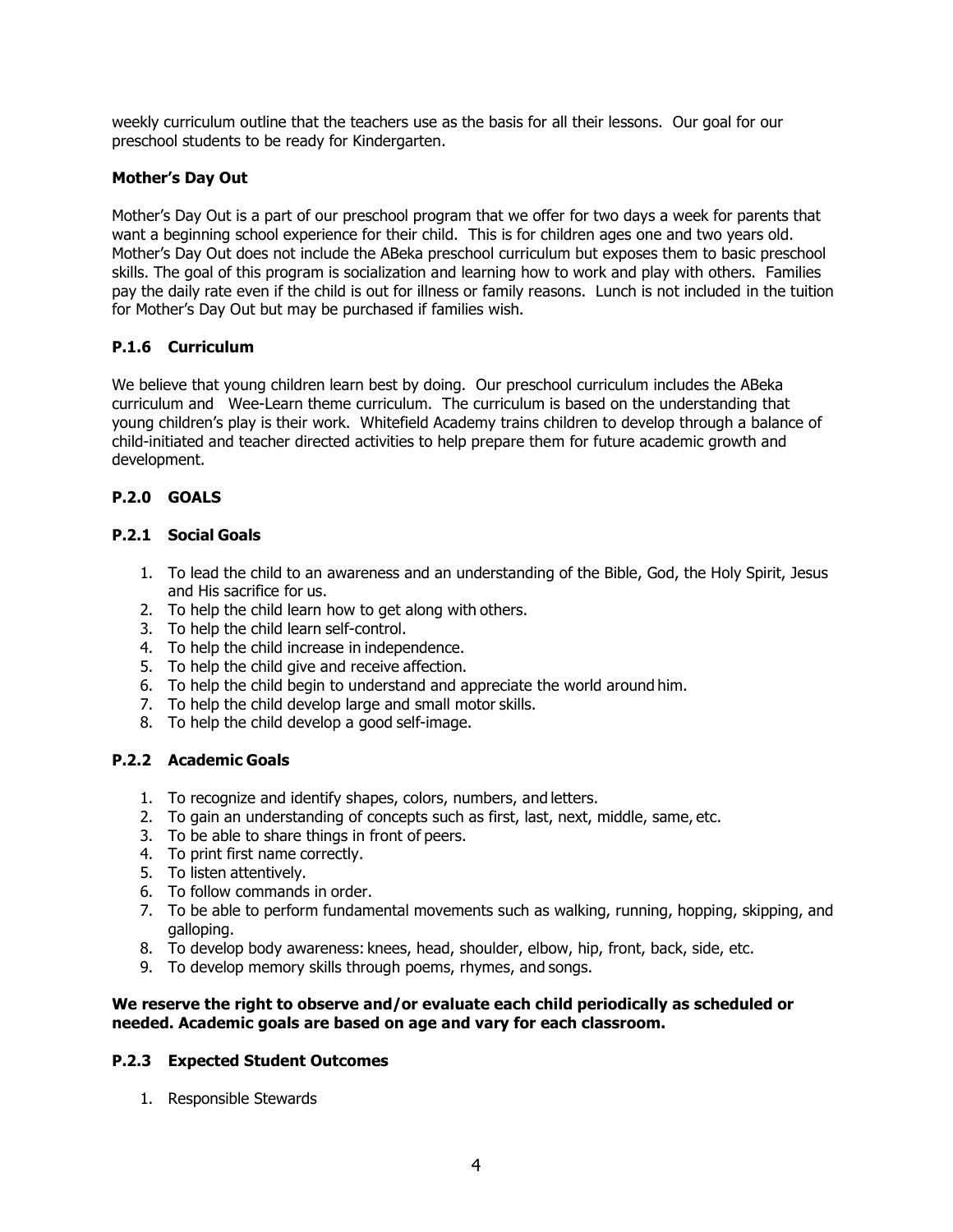weekly curriculum outline that the teachers use as the basis for all their lessons. Our goal for our preschool students to be ready for Kindergarten.

**Mother's Day Out**

Mother's Day Out is a part of our preschool program that we offer for two days a week for parents that want a beginning school experience for their child. This is for children ages one and two years old. Mother's Day Out does not include the ABeka preschool curriculum but exposes them to basic preschool skills. The goal of this program is socialization and learning how to work and play with others. Families pay the daily rate even if the child is out for illness or family reasons. Lunch is not included in the tuition for Mother's Day Out but may be purchased if families wish.

### P.1.6 Curriculum

We believe that young children learn best by doing. Our preschool curriculum includes the ABeka curriculum and Wee-Learn theme curriculum. The curriculum is based on the understanding that young children's play is their work. Whitefield Academy trains children to develop through a balance of child-initiated and teacher directed activities to help prepare them for future academic growth and development.

## P.2.0 GOALS

### P.2.1 Social Goals

1. To lead the child to an awareness and an understanding of the Bible, God, the Holy Spirit, Jesus and His sacrifice for us.
2. To help the child learn how to get along with others.
3. To help the child learn self-control.
4. To help the child increase in independence.
5. To help the child give and receive affection.
6. To help the child begin to understand and appreciate the world around him.
7. To help the child develop large and small motor skills.
8. To help the child develop a good self-image.

### P.2.2 Academic Goals

1. To recognize and identify shapes, colors, numbers, and letters.
2. To gain an understanding of concepts such as first, last, next, middle, same, etc.
3. To be able to share things in front of peers.
4. To print first name correctly.
5. To listen attentively.
6. To follow commands in order.
7. To be able to perform fundamental movements such as walking, running, hopping, skipping, and galloping.
8. To develop body awareness: knees, head, shoulder, elbow, hip, front, back, side, etc.
9. To develop memory skills through poems, rhymes, and songs.

**We reserve the right to observe and/or evaluate each child periodically as scheduled or needed. Academic goals are based on age and vary for each classroom.**

### P.2.3 Expected Student Outcomes

1. Responsible Stewards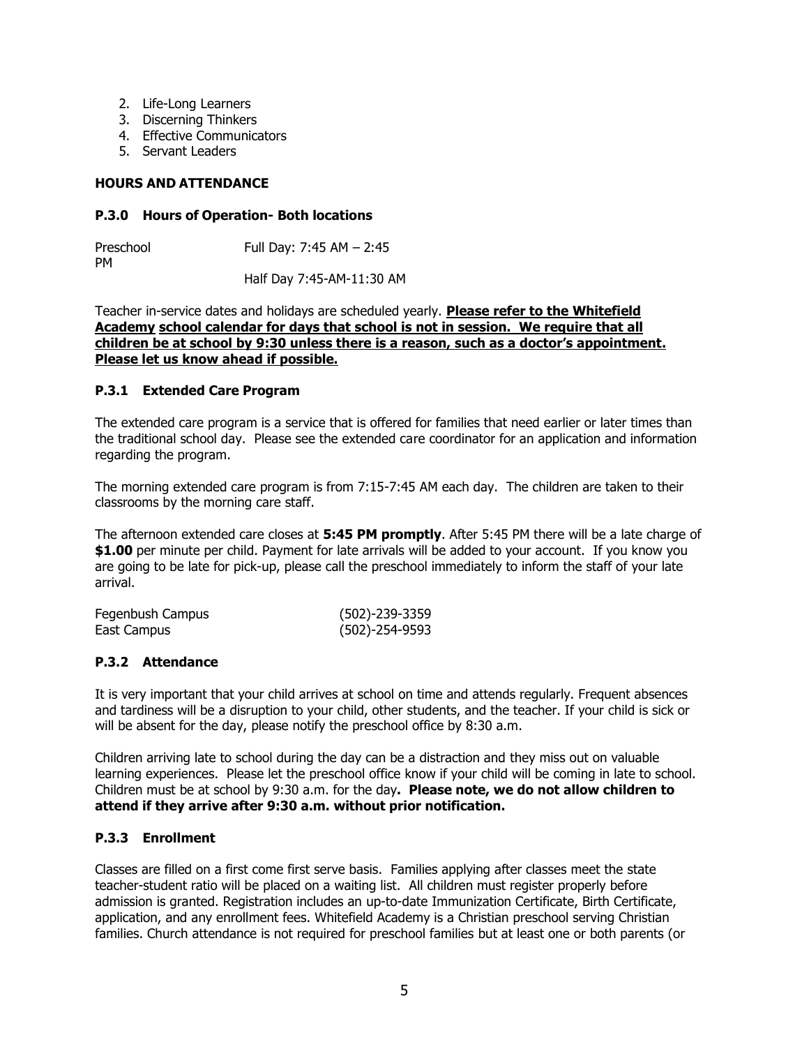2. Life-Long Learners
3. Discerning Thinkers
4. Effective Communicators
5. Servant Leaders

**HOURS AND ATTENDANCE**

### P.3.0 Hours of Operation- Both locations

| Preschool | Full Day: 7:45 AM – 2:45 PM |
| --- | --- |
| | Half Day 7:45-AM-11:30 AM |

Teacher in-service dates and holidays are scheduled yearly. **Please refer to the Whitefield Academy school calendar for days that school is not in session. We require that all children be at school by 9:30 unless there is a reason, such as a doctor's appointment. Please let us know ahead if possible.**

### P.3.1 Extended Care Program

The extended care program is a service that is offered for families that need earlier or later times than the traditional school day. Please see the extended care coordinator for an application and information regarding the program.

The morning extended care program is from 7:15-7:45 AM each day. The children are taken to their classrooms by the morning care staff.

The afternoon extended care closes at **5:45 PM promptly**. After 5:45 PM there will be a late charge of **$1.00** per minute per child. Payment for late arrivals will be added to your account. If you know you are going to be late for pick-up, please call the preschool immediately to inform the staff of your late arrival.

| Fegenbush Campus | (502)-239-3359 |
| --- | --- |
| East Campus | (502)-254-9593 |

### P.3.2 Attendance

It is very important that your child arrives at school on time and attends regularly. Frequent absences and tardiness will be a disruption to your child, other students, and the teacher. If your child is sick or will be absent for the day, please notify the preschool office by 8:30 a.m.

Children arriving late to school during the day can be a distraction and they miss out on valuable learning experiences. Please let the preschool office know if your child will be coming in late to school. Children must be at school by 9:30 a.m. for the day**. Please note, we do not allow children to attend if they arrive after 9:30 a.m. without prior notification.**

### P.3.3 Enrollment

Classes are filled on a first come first serve basis. Families applying after classes meet the state teacher-student ratio will be placed on a waiting list. All children must register properly before admission is granted. Registration includes an up-to-date Immunization Certificate, Birth Certificate, application, and any enrollment fees. Whitefield Academy is a Christian preschool serving Christian families. Church attendance is not required for preschool families but at least one or both parents (or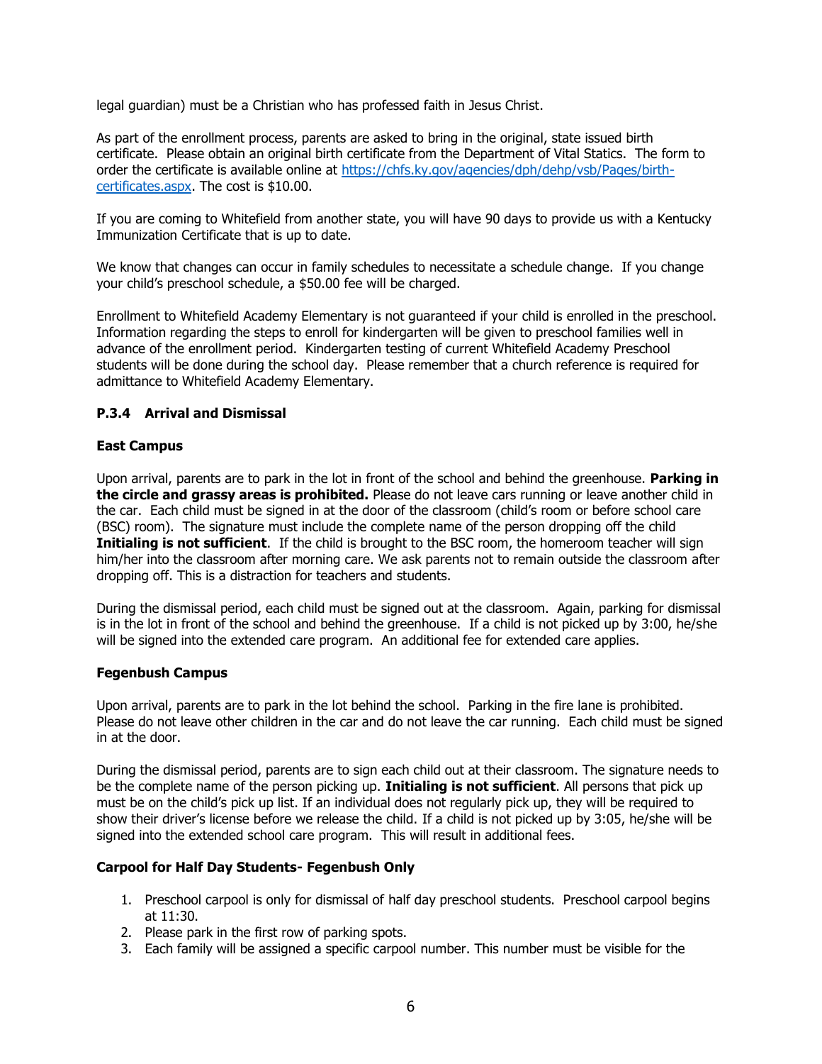legal guardian) must be a Christian who has professed faith in Jesus Christ.

As part of the enrollment process, parents are asked to bring in the original, state issued birth certificate. Please obtain an original birth certificate from the Department of Vital Statics. The form to order the certificate is available online at [https://chfs.ky.gov/agencies/dph/dehp/vsb/Pages/birth-certificates.aspx](https://chfs.ky.gov/agencies/dph/dehp/vsb/Pages/birth-certificates.aspx). The cost is $10.00.

If you are coming to Whitefield from another state, you will have 90 days to provide us with a Kentucky Immunization Certificate that is up to date.

We know that changes can occur in family schedules to necessitate a schedule change. If you change your child's preschool schedule, a $50.00 fee will be charged.

Enrollment to Whitefield Academy Elementary is not guaranteed if your child is enrolled in the preschool. Information regarding the steps to enroll for kindergarten will be given to preschool families well in advance of the enrollment period. Kindergarten testing of current Whitefield Academy Preschool students will be done during the school day. Please remember that a church reference is required for admittance to Whitefield Academy Elementary.

### P.3.4 Arrival and Dismissal

**East Campus**

Upon arrival, parents are to park in the lot in front of the school and behind the greenhouse. **Parking in the circle and grassy areas is prohibited.** Please do not leave cars running or leave another child in the car. Each child must be signed in at the door of the classroom (child's room or before school care (BSC) room). The signature must include the complete name of the person dropping off the child **Initialing is not sufficient**. If the child is brought to the BSC room, the homeroom teacher will sign him/her into the classroom after morning care. We ask parents not to remain outside the classroom after dropping off. This is a distraction for teachers and students.

During the dismissal period, each child must be signed out at the classroom. Again, parking for dismissal is in the lot in front of the school and behind the greenhouse. If a child is not picked up by 3:00, he/she will be signed into the extended care program. An additional fee for extended care applies.

**Fegenbush Campus**

Upon arrival, parents are to park in the lot behind the school. Parking in the fire lane is prohibited. Please do not leave other children in the car and do not leave the car running. Each child must be signed in at the door.

During the dismissal period, parents are to sign each child out at their classroom. The signature needs to be the complete name of the person picking up. **Initialing is not sufficient**. All persons that pick up must be on the child's pick up list. If an individual does not regularly pick up, they will be required to show their driver's license before we release the child. If a child is not picked up by 3:05, he/she will be signed into the extended school care program. This will result in additional fees.

**Carpool for Half Day Students- Fegenbush Only**

1. Preschool carpool is only for dismissal of half day preschool students. Preschool carpool begins at 11:30.
2. Please park in the first row of parking spots.
3. Each family will be assigned a specific carpool number. This number must be visible for the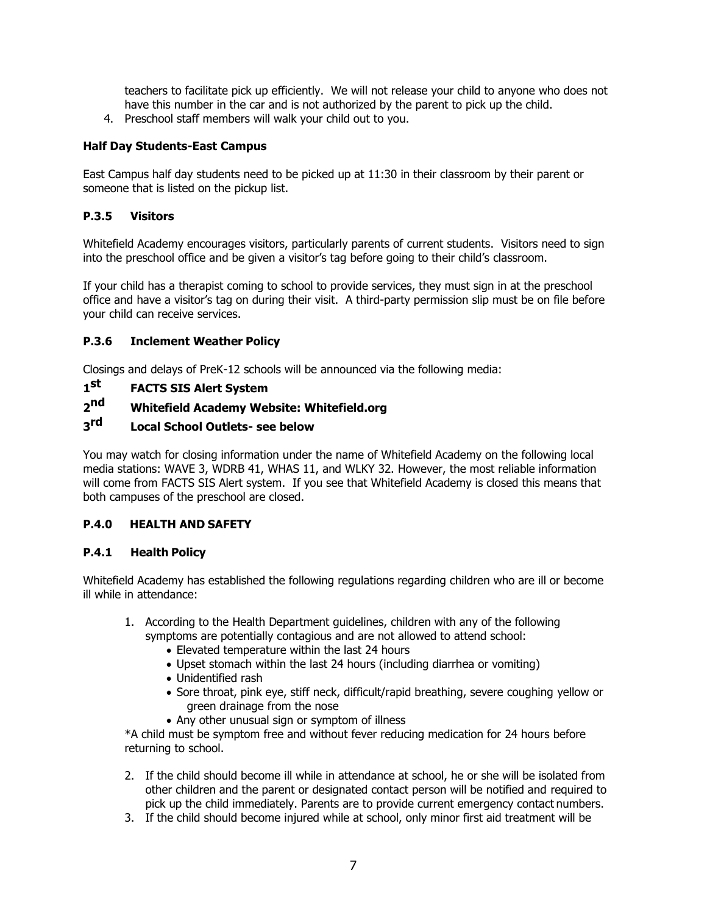teachers to facilitate pick up efficiently. We will not release your child to anyone who does not have this number in the car and is not authorized by the parent to pick up the child.

4. Preschool staff members will walk your child out to you.

**Half Day Students-East Campus**

East Campus half day students need to be picked up at 11:30 in their classroom by their parent or someone that is listed on the pickup list.

### P.3.5 Visitors

Whitefield Academy encourages visitors, particularly parents of current students. Visitors need to sign into the preschool office and be given a visitor's tag before going to their child's classroom.

If your child has a therapist coming to school to provide services, they must sign in at the preschool office and have a visitor's tag on during their visit. A third-party permission slip must be on file before your child can receive services.

### P.3.6 Inclement Weather Policy

Closings and delays of PreK-12 schools will be announced via the following media:

**1st FACTS SIS Alert System**

**2nd Whitefield Academy Website: Whitefield.org**

**3rd Local School Outlets- see below**

You may watch for closing information under the name of Whitefield Academy on the following local media stations: WAVE 3, WDRB 41, WHAS 11, and WLKY 32. However, the most reliable information will come from FACTS SIS Alert system. If you see that Whitefield Academy is closed this means that both campuses of the preschool are closed.

## P.4.0 HEALTH AND SAFETY

### P.4.1 Health Policy

Whitefield Academy has established the following regulations regarding children who are ill or become ill while in attendance:

1. According to the Health Department guidelines, children with any of the following symptoms are potentially contagious and are not allowed to attend school:
   - Elevated temperature within the last 24 hours
   - Upset stomach within the last 24 hours (including diarrhea or vomiting)
   - Unidentified rash
   - Sore throat, pink eye, stiff neck, difficult/rapid breathing, severe coughing yellow or green drainage from the nose
   - Any other unusual sign or symptom of illness

   *A child must be symptom free and without fever reducing medication for 24 hours before returning to school.

2. If the child should become ill while in attendance at school, he or she will be isolated from other children and the parent or designated contact person will be notified and required to pick up the child immediately. Parents are to provide current emergency contact numbers.
3. If the child should become injured while at school, only minor first aid treatment will be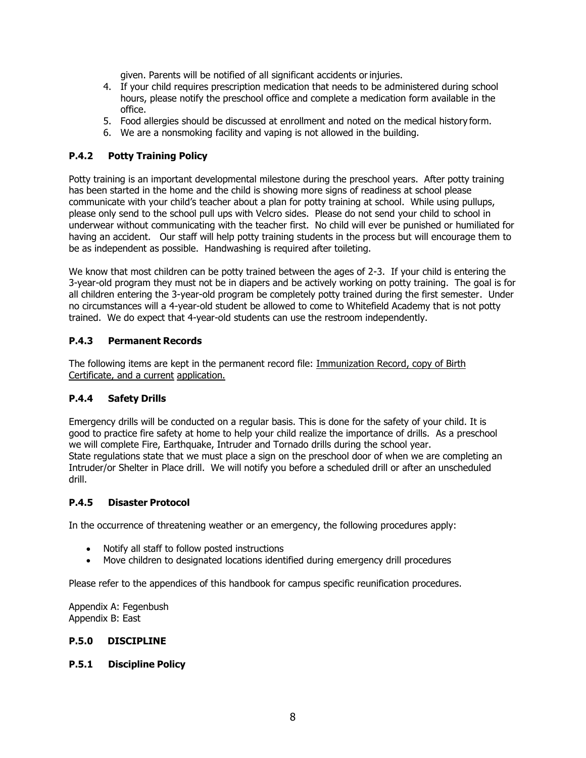given. Parents will be notified of all significant accidents or injuries.

4. If your child requires prescription medication that needs to be administered during school hours, please notify the preschool office and complete a medication form available in the office.
5. Food allergies should be discussed at enrollment and noted on the medical history form.
6. We are a nonsmoking facility and vaping is not allowed in the building.

### P.4.2 Potty Training Policy

Potty training is an important developmental milestone during the preschool years. After potty training has been started in the home and the child is showing more signs of readiness at school please communicate with your child's teacher about a plan for potty training at school. While using pullups, please only send to the school pull ups with Velcro sides. Please do not send your child to school in underwear without communicating with the teacher first. No child will ever be punished or humiliated for having an accident. Our staff will help potty training students in the process but will encourage them to be as independent as possible. Handwashing is required after toileting.

We know that most children can be potty trained between the ages of 2-3. If your child is entering the 3-year-old program they must not be in diapers and be actively working on potty training. The goal is for all children entering the 3-year-old program be completely potty trained during the first semester. Under no circumstances will a 4-year-old student be allowed to come to Whitefield Academy that is not potty trained. We do expect that 4-year-old students can use the restroom independently.

### P.4.3 Permanent Records

The following items are kept in the permanent record file: Immunization Record, copy of Birth Certificate, and a current application.

### P.4.4 Safety Drills

Emergency drills will be conducted on a regular basis. This is done for the safety of your child. It is good to practice fire safety at home to help your child realize the importance of drills. As a preschool we will complete Fire, Earthquake, Intruder and Tornado drills during the school year.
State regulations state that we must place a sign on the preschool door of when we are completing an Intruder/or Shelter in Place drill. We will notify you before a scheduled drill or after an unscheduled drill.

### P.4.5 Disaster Protocol

In the occurrence of threatening weather or an emergency, the following procedures apply:

- Notify all staff to follow posted instructions
- Move children to designated locations identified during emergency drill procedures

Please refer to the appendices of this handbook for campus specific reunification procedures.

Appendix A: Fegenbush
Appendix B: East

## P.5.0 DISCIPLINE

### P.5.1 Discipline Policy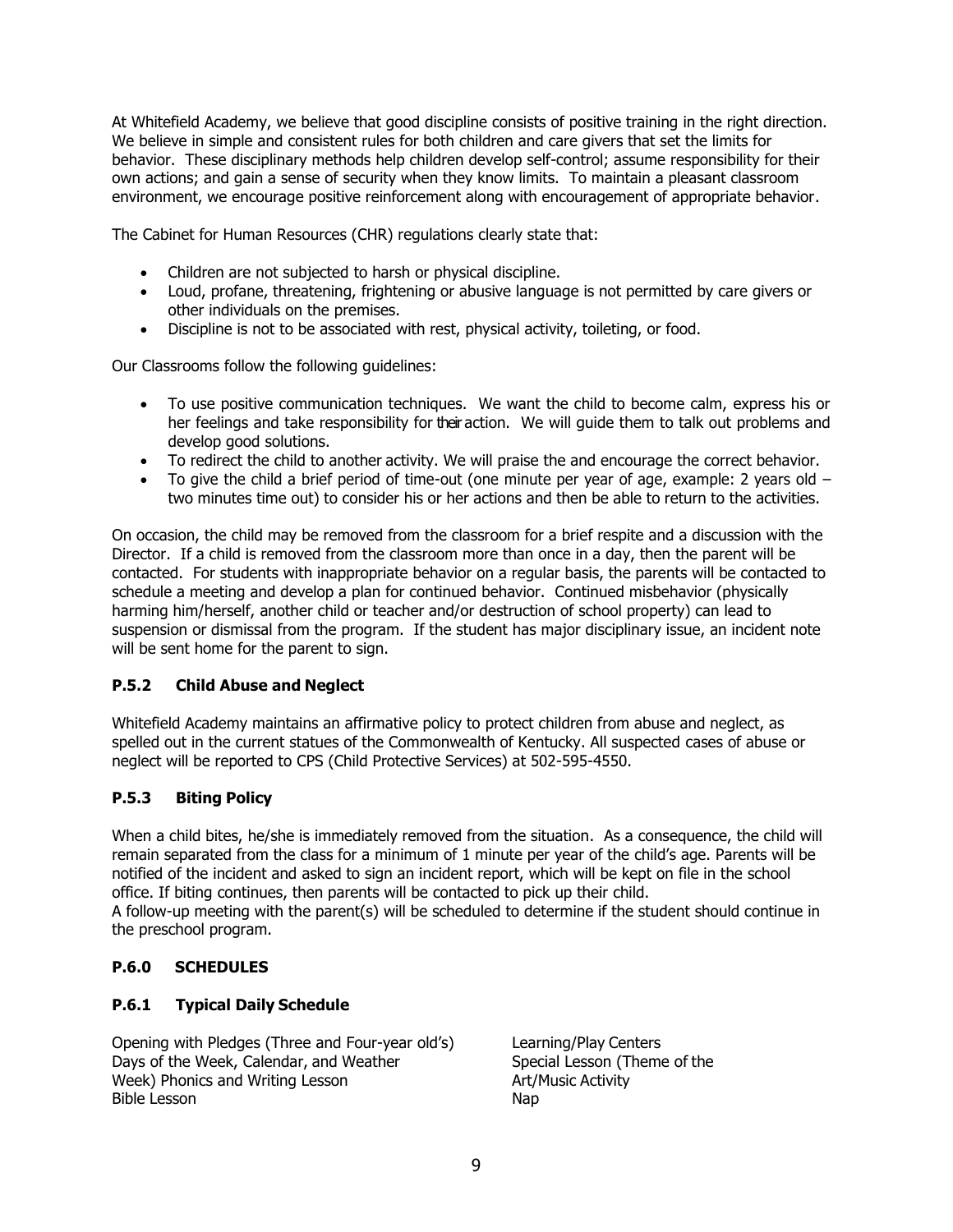At Whitefield Academy, we believe that good discipline consists of positive training in the right direction. We believe in simple and consistent rules for both children and care givers that set the limits for behavior. These disciplinary methods help children develop self-control; assume responsibility for their own actions; and gain a sense of security when they know limits. To maintain a pleasant classroom environment, we encourage positive reinforcement along with encouragement of appropriate behavior.

The Cabinet for Human Resources (CHR) regulations clearly state that:

- Children are not subjected to harsh or physical discipline.
- Loud, profane, threatening, frightening or abusive language is not permitted by care givers or other individuals on the premises.
- Discipline is not to be associated with rest, physical activity, toileting, or food.

Our Classrooms follow the following guidelines:

- To use positive communication techniques. We want the child to become calm, express his or her feelings and take responsibility for their action. We will guide them to talk out problems and develop good solutions.
- To redirect the child to another activity. We will praise the and encourage the correct behavior.
- To give the child a brief period of time-out (one minute per year of age, example: 2 years old – two minutes time out) to consider his or her actions and then be able to return to the activities.

On occasion, the child may be removed from the classroom for a brief respite and a discussion with the Director. If a child is removed from the classroom more than once in a day, then the parent will be contacted. For students with inappropriate behavior on a regular basis, the parents will be contacted to schedule a meeting and develop a plan for continued behavior. Continued misbehavior (physically harming him/herself, another child or teacher and/or destruction of school property) can lead to suspension or dismissal from the program. If the student has major disciplinary issue, an incident note will be sent home for the parent to sign.

### P.5.2 Child Abuse and Neglect

Whitefield Academy maintains an affirmative policy to protect children from abuse and neglect, as spelled out in the current statues of the Commonwealth of Kentucky. All suspected cases of abuse or neglect will be reported to CPS (Child Protective Services) at 502-595-4550.

### P.5.3 Biting Policy

When a child bites, he/she is immediately removed from the situation. As a consequence, the child will remain separated from the class for a minimum of 1 minute per year of the child's age. Parents will be notified of the incident and asked to sign an incident report, which will be kept on file in the school office. If biting continues, then parents will be contacted to pick up their child.
A follow-up meeting with the parent(s) will be scheduled to determine if the student should continue in the preschool program.

## P.6.0 SCHEDULES

### P.6.1 Typical Daily Schedule

Opening with Pledges (Three and Four-year old's)
Days of the Week, Calendar, and Weather
Week) Phonics and Writing Lesson
Bible Lesson

Learning/Play Centers
Special Lesson (Theme of the
Art/Music Activity
Nap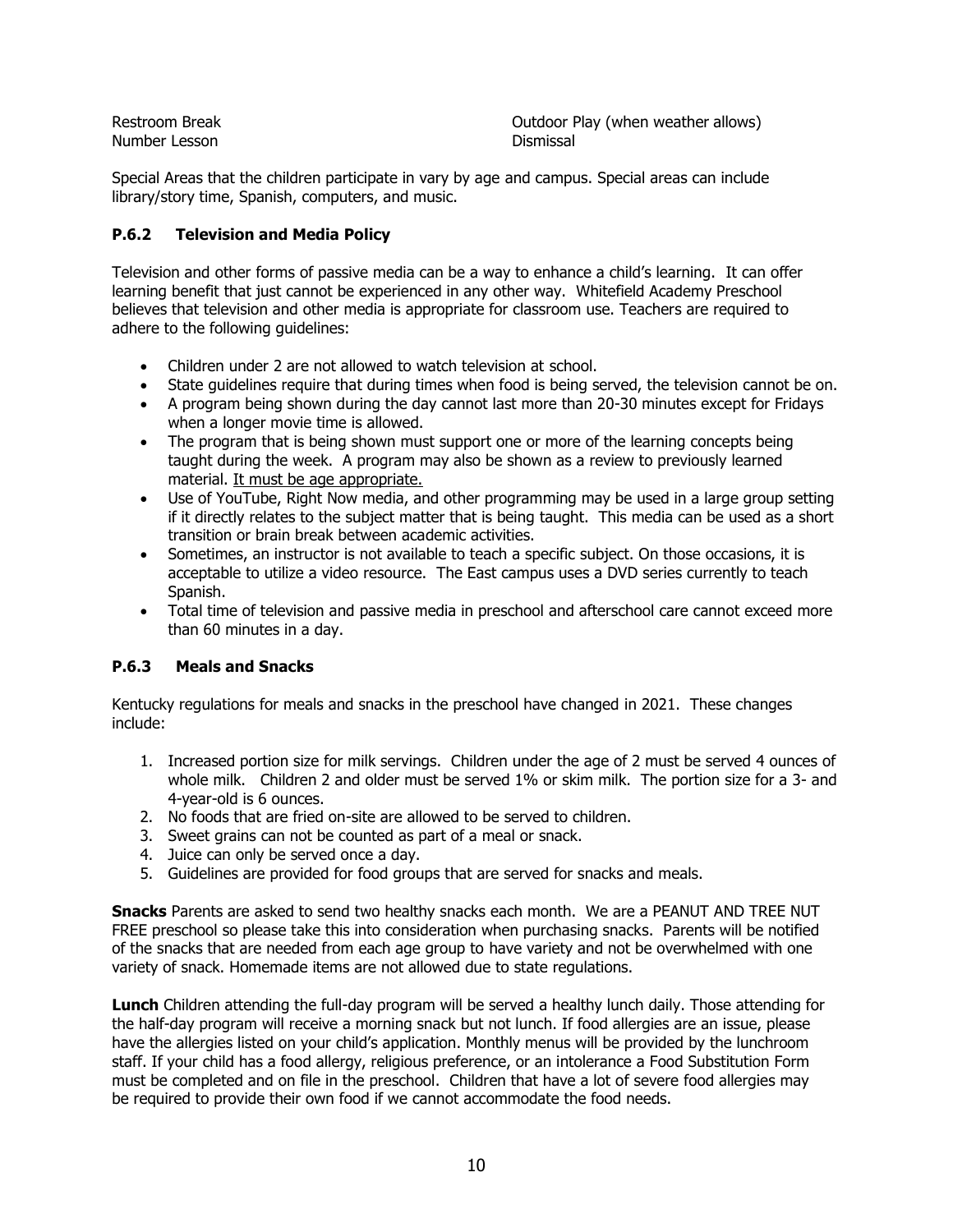Restroom Break
Number Lesson

Outdoor Play (when weather allows)
Dismissal

Special Areas that the children participate in vary by age and campus. Special areas can include library/story time, Spanish, computers, and music.

### P.6.2 Television and Media Policy

Television and other forms of passive media can be a way to enhance a child's learning. It can offer learning benefit that just cannot be experienced in any other way. Whitefield Academy Preschool believes that television and other media is appropriate for classroom use. Teachers are required to adhere to the following guidelines:

- Children under 2 are not allowed to watch television at school.
- State guidelines require that during times when food is being served, the television cannot be on.
- A program being shown during the day cannot last more than 20-30 minutes except for Fridays when a longer movie time is allowed.
- The program that is being shown must support one or more of the learning concepts being taught during the week. A program may also be shown as a review to previously learned material. <u>It must be age appropriate.</u>
- Use of YouTube, Right Now media, and other programming may be used in a large group setting if it directly relates to the subject matter that is being taught. This media can be used as a short transition or brain break between academic activities.
- Sometimes, an instructor is not available to teach a specific subject. On those occasions, it is acceptable to utilize a video resource. The East campus uses a DVD series currently to teach Spanish.
- Total time of television and passive media in preschool and afterschool care cannot exceed more than 60 minutes in a day.

### P.6.3 Meals and Snacks

Kentucky regulations for meals and snacks in the preschool have changed in 2021. These changes include:

1. Increased portion size for milk servings. Children under the age of 2 must be served 4 ounces of whole milk. Children 2 and older must be served 1% or skim milk. The portion size for a 3- and 4-year-old is 6 ounces.
2. No foods that are fried on-site are allowed to be served to children.
3. Sweet grains can not be counted as part of a meal or snack.
4. Juice can only be served once a day.
5. Guidelines are provided for food groups that are served for snacks and meals.

**Snacks** Parents are asked to send two healthy snacks each month. We are a PEANUT AND TREE NUT FREE preschool so please take this into consideration when purchasing snacks. Parents will be notified of the snacks that are needed from each age group to have variety and not be overwhelmed with one variety of snack. Homemade items are not allowed due to state regulations.

**Lunch** Children attending the full-day program will be served a healthy lunch daily. Those attending for the half-day program will receive a morning snack but not lunch. If food allergies are an issue, please have the allergies listed on your child's application. Monthly menus will be provided by the lunchroom staff. If your child has a food allergy, religious preference, or an intolerance a Food Substitution Form must be completed and on file in the preschool. Children that have a lot of severe food allergies may be required to provide their own food if we cannot accommodate the food needs.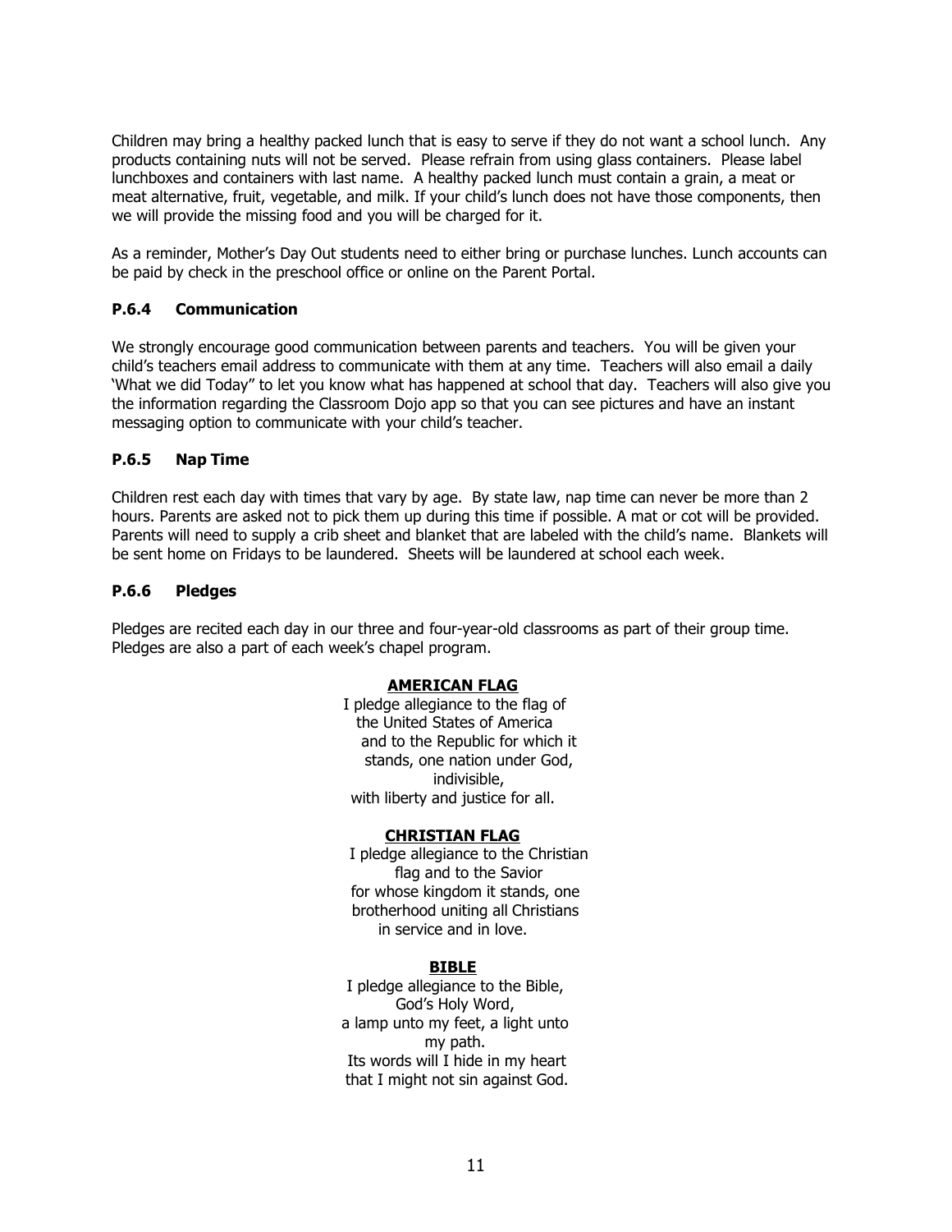Children may bring a healthy packed lunch that is easy to serve if they do not want a school lunch. Any products containing nuts will not be served. Please refrain from using glass containers. Please label lunchboxes and containers with last name. A healthy packed lunch must contain a grain, a meat or meat alternative, fruit, vegetable, and milk. If your child's lunch does not have those components, then we will provide the missing food and you will be charged for it.

As a reminder, Mother's Day Out students need to either bring or purchase lunches. Lunch accounts can be paid by check in the preschool office or online on the Parent Portal.

### P.6.4 Communication

We strongly encourage good communication between parents and teachers. You will be given your child's teachers email address to communicate with them at any time. Teachers will also email a daily 'What we did Today" to let you know what has happened at school that day. Teachers will also give you the information regarding the Classroom Dojo app so that you can see pictures and have an instant messaging option to communicate with your child's teacher.

### P.6.5 Nap Time

Children rest each day with times that vary by age. By state law, nap time can never be more than 2 hours. Parents are asked not to pick them up during this time if possible. A mat or cot will be provided. Parents will need to supply a crib sheet and blanket that are labeled with the child's name. Blankets will be sent home on Fridays to be laundered. Sheets will be laundered at school each week.

### P.6.6 Pledges

Pledges are recited each day in our three and four-year-old classrooms as part of their group time. Pledges are also a part of each week's chapel program.

**AMERICAN FLAG**

I pledge allegiance to the flag of
the United States of America
and to the Republic for which it
stands, one nation under God,
indivisible,
with liberty and justice for all.

**CHRISTIAN FLAG**

I pledge allegiance to the Christian
flag and to the Savior
for whose kingdom it stands, one
brotherhood uniting all Christians
in service and in love.

**BIBLE**

I pledge allegiance to the Bible,
God's Holy Word,
a lamp unto my feet, a light unto
my path.
Its words will I hide in my heart
that I might not sin against God.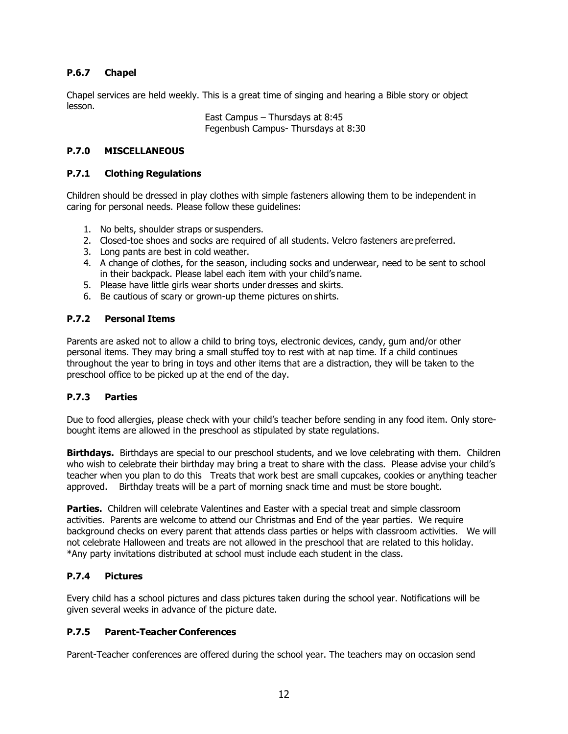### P.6.7 Chapel

Chapel services are held weekly. This is a great time of singing and hearing a Bible story or object lesson.

East Campus – Thursdays at 8:45
Fegenbush Campus- Thursdays at 8:30

## P.7.0 MISCELLANEOUS

### P.7.1 Clothing Regulations

Children should be dressed in play clothes with simple fasteners allowing them to be independent in caring for personal needs. Please follow these guidelines:

1. No belts, shoulder straps or suspenders.
2. Closed-toe shoes and socks are required of all students. Velcro fasteners are preferred.
3. Long pants are best in cold weather.
4. A change of clothes, for the season, including socks and underwear, need to be sent to school in their backpack. Please label each item with your child's name.
5. Please have little girls wear shorts under dresses and skirts.
6. Be cautious of scary or grown-up theme pictures on shirts.

### P.7.2 Personal Items

Parents are asked not to allow a child to bring toys, electronic devices, candy, gum and/or other personal items. They may bring a small stuffed toy to rest with at nap time. If a child continues throughout the year to bring in toys and other items that are a distraction, they will be taken to the preschool office to be picked up at the end of the day.

### P.7.3 Parties

Due to food allergies, please check with your child's teacher before sending in any food item. Only store-bought items are allowed in the preschool as stipulated by state regulations.

**Birthdays.** Birthdays are special to our preschool students, and we love celebrating with them. Children who wish to celebrate their birthday may bring a treat to share with the class. Please advise your child's teacher when you plan to do this Treats that work best are small cupcakes, cookies or anything teacher approved. Birthday treats will be a part of morning snack time and must be store bought.

**Parties.** Children will celebrate Valentines and Easter with a special treat and simple classroom activities. Parents are welcome to attend our Christmas and End of the year parties. We require background checks on every parent that attends class parties or helps with classroom activities. We will not celebrate Halloween and treats are not allowed in the preschool that are related to this holiday.
*Any party invitations distributed at school must include each student in the class.

### P.7.4 Pictures

Every child has a school pictures and class pictures taken during the school year. Notifications will be given several weeks in advance of the picture date.

### P.7.5 Parent-Teacher Conferences

Parent-Teacher conferences are offered during the school year. The teachers may on occasion send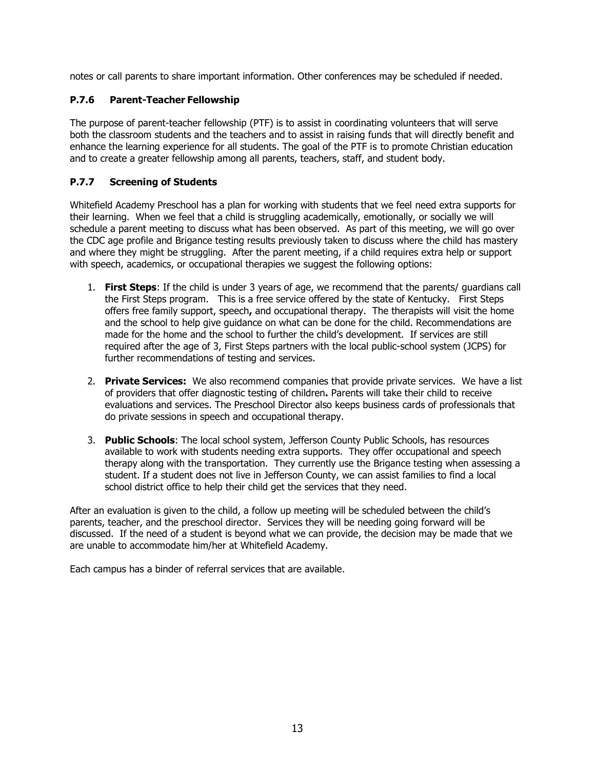notes or call parents to share important information. Other conferences may be scheduled if needed.

### P.7.6 Parent-Teacher Fellowship

The purpose of parent-teacher fellowship (PTF) is to assist in coordinating volunteers that will serve both the classroom students and the teachers and to assist in raising funds that will directly benefit and enhance the learning experience for all students. The goal of the PTF is to promote Christian education and to create a greater fellowship among all parents, teachers, staff, and student body.

### P.7.7 Screening of Students

Whitefield Academy Preschool has a plan for working with students that we feel need extra supports for their learning. When we feel that a child is struggling academically, emotionally, or socially we will schedule a parent meeting to discuss what has been observed. As part of this meeting, we will go over the CDC age profile and Brigance testing results previously taken to discuss where the child has mastery and where they might be struggling. After the parent meeting, if a child requires extra help or support with speech, academics, or occupational therapies we suggest the following options:

1. **First Steps**: If the child is under 3 years of age, we recommend that the parents/ guardians call the First Steps program. This is a free service offered by the state of Kentucky. First Steps offers free family support, speech**,** and occupational therapy. The therapists will visit the home and the school to help give guidance on what can be done for the child. Recommendations are made for the home and the school to further the child's development. If services are still required after the age of 3, First Steps partners with the local public-school system (JCPS) for further recommendations of testing and services.

2. **Private Services:** We also recommend companies that provide private services. We have a list of providers that offer diagnostic testing of children**.** Parents will take their child to receive evaluations and services. The Preschool Director also keeps business cards of professionals that do private sessions in speech and occupational therapy.

3. **Public Schools**: The local school system, Jefferson County Public Schools, has resources available to work with students needing extra supports. They offer occupational and speech therapy along with the transportation. They currently use the Brigance testing when assessing a student. If a student does not live in Jefferson County, we can assist families to find a local school district office to help their child get the services that they need.

After an evaluation is given to the child, a follow up meeting will be scheduled between the child's parents, teacher, and the preschool director. Services they will be needing going forward will be discussed. If the need of a student is beyond what we can provide, the decision may be made that we are unable to accommodate him/her at Whitefield Academy.

Each campus has a binder of referral services that are available.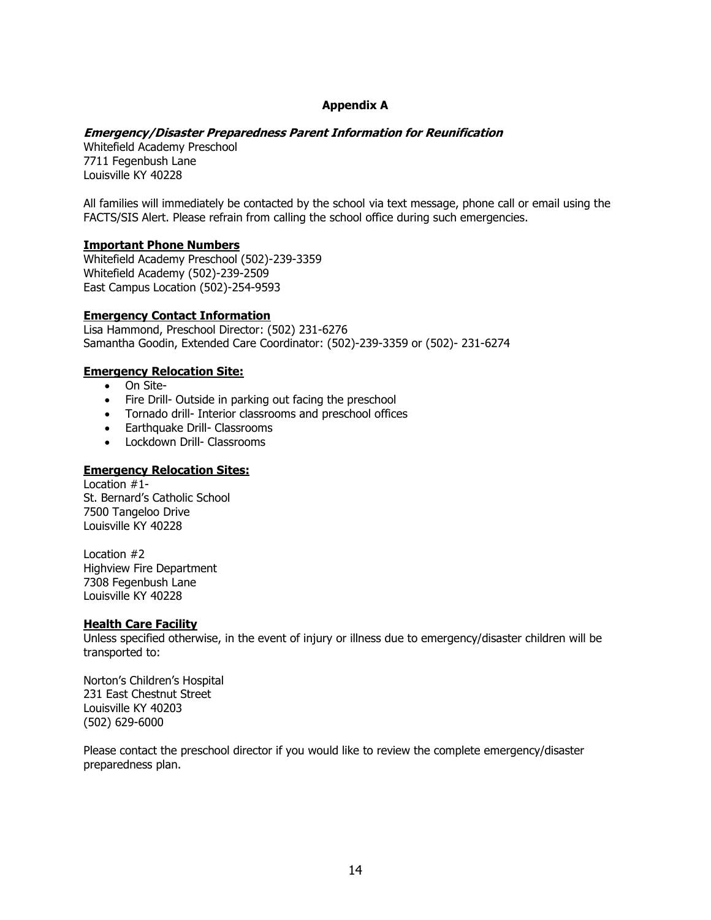# Appendix A

***Emergency/Disaster Preparedness Parent Information for Reunification***

Whitefield Academy Preschool
7711 Fegenbush Lane
Louisville KY 40228

All families will immediately be contacted by the school via text message, phone call or email using the FACTS/SIS Alert. Please refrain from calling the school office during such emergencies.

**Important Phone Numbers**

Whitefield Academy Preschool (502)-239-3359
Whitefield Academy (502)-239-2509
East Campus Location (502)-254-9593

**Emergency Contact Information**

Lisa Hammond, Preschool Director: (502) 231-6276
Samantha Goodin, Extended Care Coordinator: (502)-239-3359 or (502)- 231-6274

**Emergency Relocation Site:**

- On Site-
- Fire Drill- Outside in parking out facing the preschool
- Tornado drill- Interior classrooms and preschool offices
- Earthquake Drill- Classrooms
- Lockdown Drill- Classrooms

**Emergency Relocation Sites:**

Location #1-
St. Bernard's Catholic School
7500 Tangeloo Drive
Louisville KY 40228

Location #2
Highview Fire Department
7308 Fegenbush Lane
Louisville KY 40228

**Health Care Facility**

Unless specified otherwise, in the event of injury or illness due to emergency/disaster children will be transported to:

Norton's Children's Hospital
231 East Chestnut Street
Louisville KY 40203
(502) 629-6000

Please contact the preschool director if you would like to review the complete emergency/disaster preparedness plan.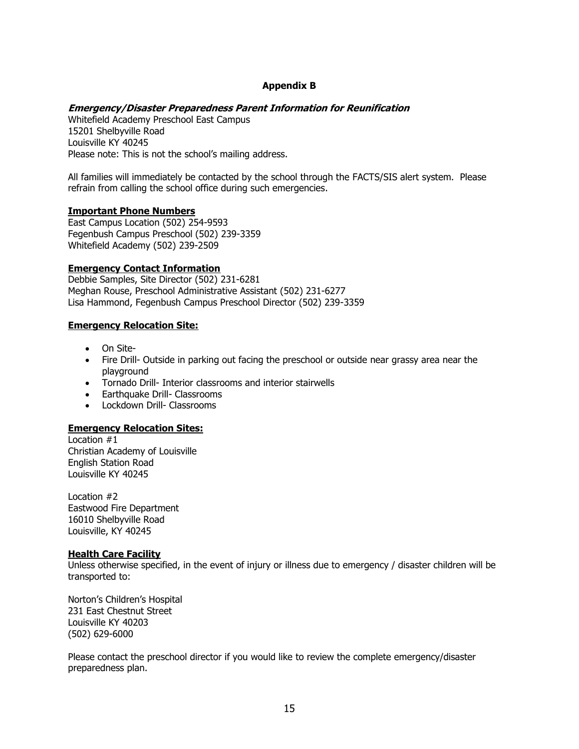## Appendix B

***Emergency/Disaster Preparedness Parent Information for Reunification***

Whitefield Academy Preschool East Campus
15201 Shelbyville Road
Louisville KY 40245
Please note: This is not the school's mailing address.

All families will immediately be contacted by the school through the FACTS/SIS alert system. Please refrain from calling the school office during such emergencies.

**Important Phone Numbers**

East Campus Location (502) 254-9593
Fegenbush Campus Preschool (502) 239-3359
Whitefield Academy (502) 239-2509

**Emergency Contact Information**

Debbie Samples, Site Director (502) 231-6281
Meghan Rouse, Preschool Administrative Assistant (502) 231-6277
Lisa Hammond, Fegenbush Campus Preschool Director (502) 239-3359

**Emergency Relocation Site:**

- On Site-
- Fire Drill- Outside in parking out facing the preschool or outside near grassy area near the playground
- Tornado Drill- Interior classrooms and interior stairwells
- Earthquake Drill- Classrooms
- Lockdown Drill- Classrooms

**Emergency Relocation Sites:**

Location #1
Christian Academy of Louisville
English Station Road
Louisville KY 40245

Location #2
Eastwood Fire Department
16010 Shelbyville Road
Louisville, KY 40245

**Health Care Facility**

Unless otherwise specified, in the event of injury or illness due to emergency / disaster children will be transported to:

Norton's Children's Hospital
231 East Chestnut Street
Louisville KY 40203
(502) 629-6000

Please contact the preschool director if you would like to review the complete emergency/disaster preparedness plan.